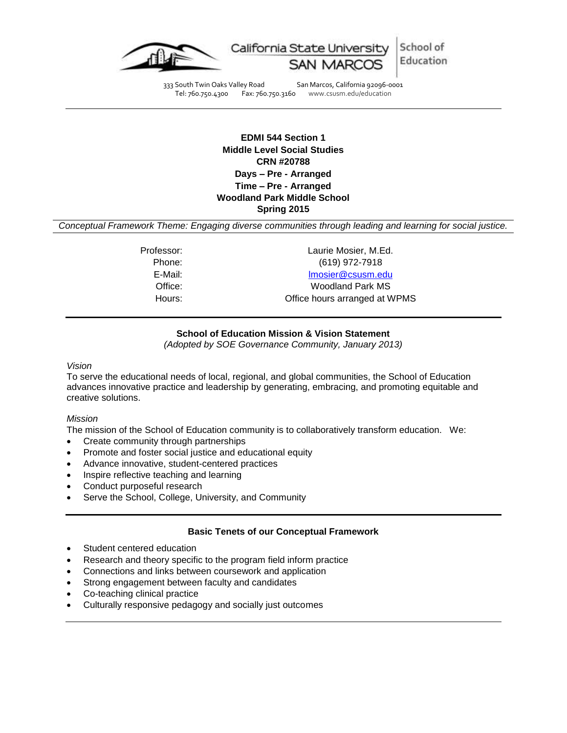California State University SAN MARCOS | School of Education

333 South Twin Oaks Valley Road San Marcos, California 92096-0001
Tel: 760.750.4300 Fax: 760.750.3160 www.csusm.edu/education

---

**EDMI 544 Section 1**
**Middle Level Social Studies**
**CRN #20788**
**Days – Pre - Arranged**
**Time – Pre - Arranged**
**Woodland Park Middle School**
**Spring 2015**

*Conceptual Framework Theme: Engaging diverse communities through leading and learning for social justice.*

| | |
|---|---|
| Professor: | Laurie Mosier, M.Ed. |
| Phone: | (619) 972-7918 |
| E-Mail: | lmosier@csusm.edu |
| Office: | Woodland Park MS |
| Hours: | Office hours arranged at WPMS |

---

**School of Education Mission & Vision Statement**
*(Adopted by SOE Governance Community, January 2013)*

*Vision*
To serve the educational needs of local, regional, and global communities, the School of Education advances innovative practice and leadership by generating, embracing, and promoting equitable and creative solutions.

*Mission*
The mission of the School of Education community is to collaboratively transform education. We:

- Create community through partnerships
- Promote and foster social justice and educational equity
- Advance innovative, student-centered practices
- Inspire reflective teaching and learning
- Conduct purposeful research
- Serve the School, College, University, and Community

---

**Basic Tenets of our Conceptual Framework**

- Student centered education
- Research and theory specific to the program field inform practice
- Connections and links between coursework and application
- Strong engagement between faculty and candidates
- Co-teaching clinical practice
- Culturally responsive pedagogy and socially just outcomes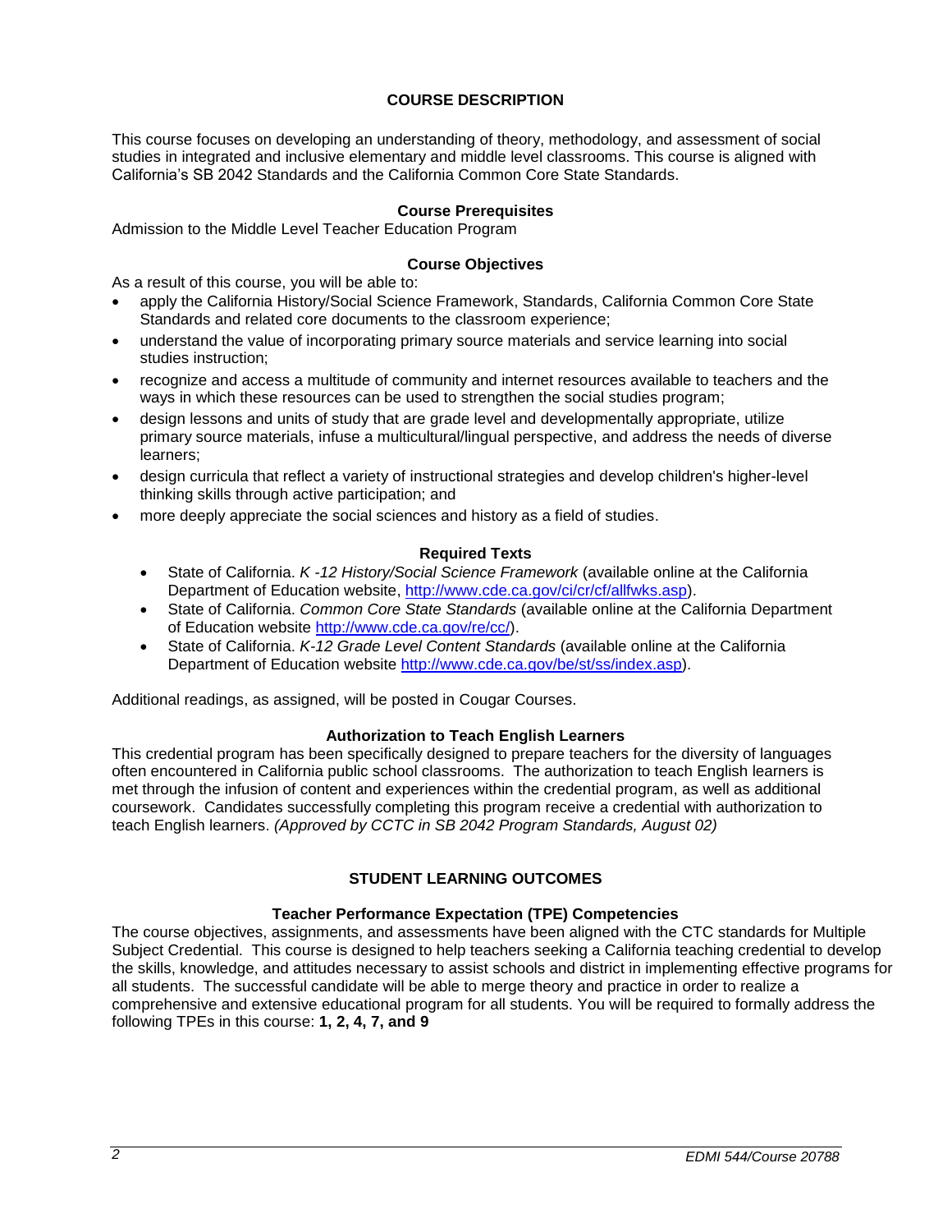## COURSE DESCRIPTION

This course focuses on developing an understanding of theory, methodology, and assessment of social studies in integrated and inclusive elementary and middle level classrooms. This course is aligned with California's SB 2042 Standards and the California Common Core State Standards.

### Course Prerequisites

Admission to the Middle Level Teacher Education Program

### Course Objectives

As a result of this course, you will be able to:

- apply the California History/Social Science Framework, Standards, California Common Core State Standards and related core documents to the classroom experience;
- understand the value of incorporating primary source materials and service learning into social studies instruction;
- recognize and access a multitude of community and internet resources available to teachers and the ways in which these resources can be used to strengthen the social studies program;
- design lessons and units of study that are grade level and developmentally appropriate, utilize primary source materials, infuse a multicultural/lingual perspective, and address the needs of diverse learners;
- design curricula that reflect a variety of instructional strategies and develop children's higher-level thinking skills through active participation; and
- more deeply appreciate the social sciences and history as a field of studies.

### Required Texts

- State of California. *K -12 History/Social Science Framework* (available online at the California Department of Education website, http://www.cde.ca.gov/ci/cr/cf/allfwks.asp).
- State of California. *Common Core State Standards* (available online at the California Department of Education website http://www.cde.ca.gov/re/cc/).
- State of California. *K-12 Grade Level Content Standards* (available online at the California Department of Education website http://www.cde.ca.gov/be/st/ss/index.asp).

Additional readings, as assigned, will be posted in Cougar Courses.

### Authorization to Teach English Learners

This credential program has been specifically designed to prepare teachers for the diversity of languages often encountered in California public school classrooms. The authorization to teach English learners is met through the infusion of content and experiences within the credential program, as well as additional coursework. Candidates successfully completing this program receive a credential with authorization to teach English learners. *(Approved by CCTC in SB 2042 Program Standards, August 02)*

## STUDENT LEARNING OUTCOMES

### Teacher Performance Expectation (TPE) Competencies

The course objectives, assignments, and assessments have been aligned with the CTC standards for Multiple Subject Credential. This course is designed to help teachers seeking a California teaching credential to develop the skills, knowledge, and attitudes necessary to assist schools and district in implementing effective programs for all students. The successful candidate will be able to merge theory and practice in order to realize a comprehensive and extensive educational program for all students. You will be required to formally address the following TPEs in this course: **1, 2, 4, 7, and 9**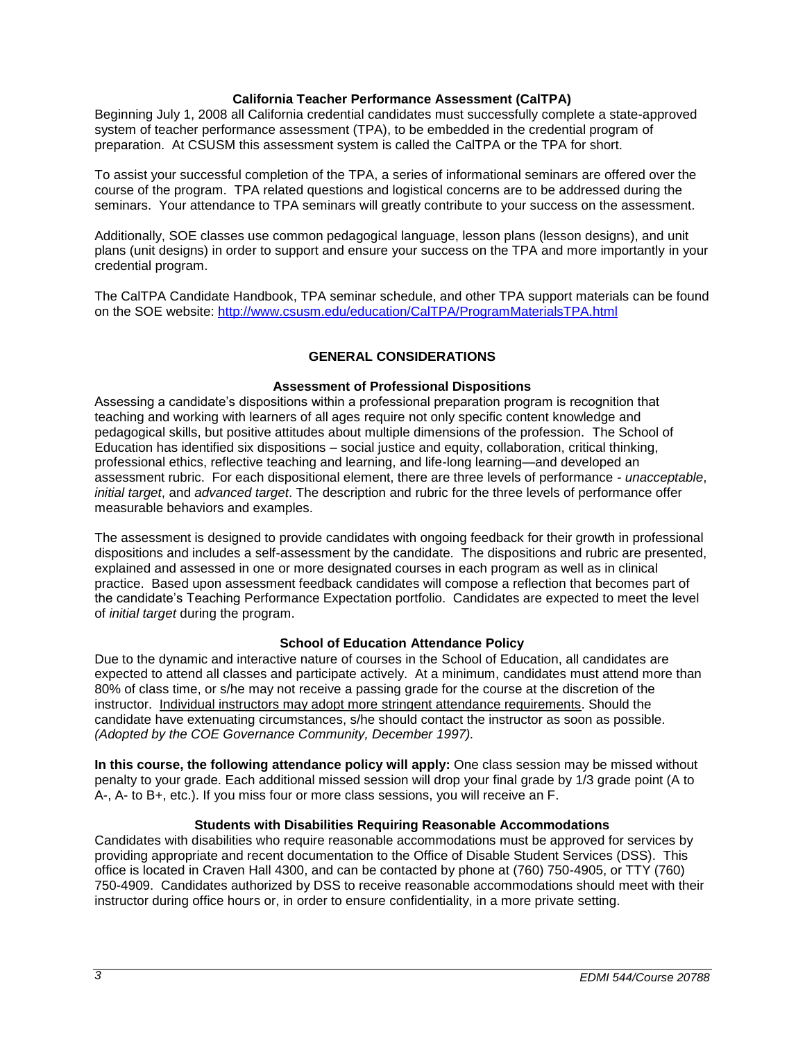### California Teacher Performance Assessment (CalTPA)

Beginning July 1, 2008 all California credential candidates must successfully complete a state-approved system of teacher performance assessment (TPA), to be embedded in the credential program of preparation. At CSUSM this assessment system is called the CalTPA or the TPA for short.

To assist your successful completion of the TPA, a series of informational seminars are offered over the course of the program. TPA related questions and logistical concerns are to be addressed during the seminars. Your attendance to TPA seminars will greatly contribute to your success on the assessment.

Additionally, SOE classes use common pedagogical language, lesson plans (lesson designs), and unit plans (unit designs) in order to support and ensure your success on the TPA and more importantly in your credential program.

The CalTPA Candidate Handbook, TPA seminar schedule, and other TPA support materials can be found on the SOE website: [http://www.csusm.edu/education/CalTPA/ProgramMaterialsTPA.html](http://www.csusm.edu/education/CalTPA/ProgramMaterialsTPA.html)

## GENERAL CONSIDERATIONS

### Assessment of Professional Dispositions

Assessing a candidate's dispositions within a professional preparation program is recognition that teaching and working with learners of all ages require not only specific content knowledge and pedagogical skills, but positive attitudes about multiple dimensions of the profession. The School of Education has identified six dispositions – social justice and equity, collaboration, critical thinking, professional ethics, reflective teaching and learning, and life-long learning—and developed an assessment rubric. For each dispositional element, there are three levels of performance - *unacceptable*, *initial target*, and *advanced target*. The description and rubric for the three levels of performance offer measurable behaviors and examples.

The assessment is designed to provide candidates with ongoing feedback for their growth in professional dispositions and includes a self-assessment by the candidate. The dispositions and rubric are presented, explained and assessed in one or more designated courses in each program as well as in clinical practice. Based upon assessment feedback candidates will compose a reflection that becomes part of the candidate's Teaching Performance Expectation portfolio. Candidates are expected to meet the level of *initial target* during the program.

### School of Education Attendance Policy

Due to the dynamic and interactive nature of courses in the School of Education, all candidates are expected to attend all classes and participate actively. At a minimum, candidates must attend more than 80% of class time, or s/he may not receive a passing grade for the course at the discretion of the instructor. <u>Individual instructors may adopt more stringent attendance requirements</u>. Should the candidate have extenuating circumstances, s/he should contact the instructor as soon as possible. *(Adopted by the COE Governance Community, December 1997).*

**In this course, the following attendance policy will apply:** One class session may be missed without penalty to your grade. Each additional missed session will drop your final grade by 1/3 grade point (A to A-, A- to B+, etc.). If you miss four or more class sessions, you will receive an F.

### Students with Disabilities Requiring Reasonable Accommodations

Candidates with disabilities who require reasonable accommodations must be approved for services by providing appropriate and recent documentation to the Office of Disable Student Services (DSS). This office is located in Craven Hall 4300, and can be contacted by phone at (760) 750-4905, or TTY (760) 750-4909. Candidates authorized by DSS to receive reasonable accommodations should meet with their instructor during office hours or, in order to ensure confidentiality, in a more private setting.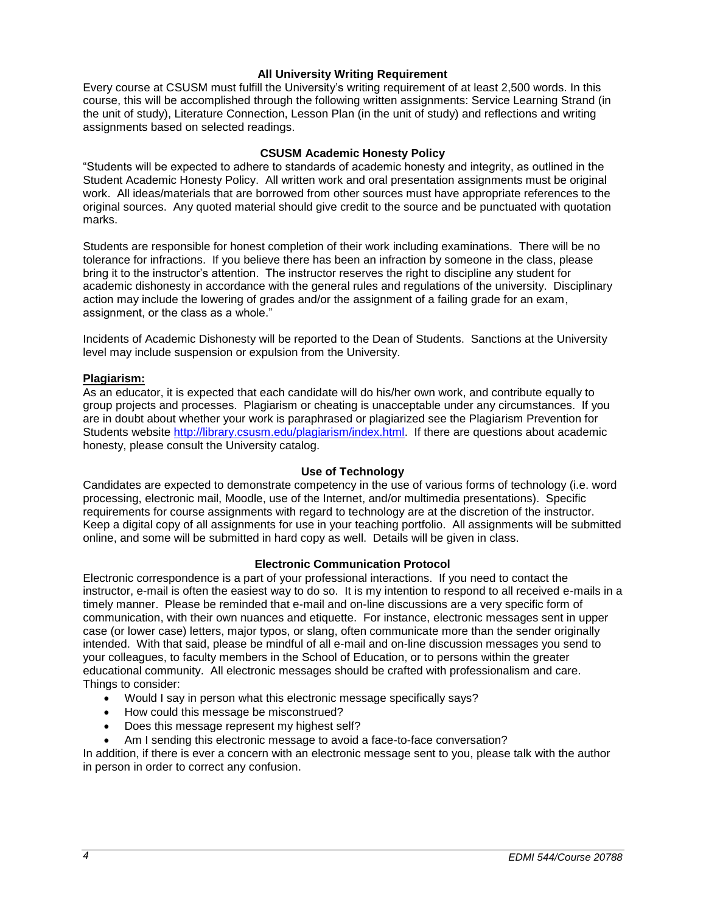### All University Writing Requirement

Every course at CSUSM must fulfill the University's writing requirement of at least 2,500 words. In this course, this will be accomplished through the following written assignments: Service Learning Strand (in the unit of study), Literature Connection, Lesson Plan (in the unit of study) and reflections and writing assignments based on selected readings.

### CSUSM Academic Honesty Policy

"Students will be expected to adhere to standards of academic honesty and integrity, as outlined in the Student Academic Honesty Policy. All written work and oral presentation assignments must be original work. All ideas/materials that are borrowed from other sources must have appropriate references to the original sources. Any quoted material should give credit to the source and be punctuated with quotation marks.

Students are responsible for honest completion of their work including examinations. There will be no tolerance for infractions. If you believe there has been an infraction by someone in the class, please bring it to the instructor's attention. The instructor reserves the right to discipline any student for academic dishonesty in accordance with the general rules and regulations of the university. Disciplinary action may include the lowering of grades and/or the assignment of a failing grade for an exam, assignment, or the class as a whole."

Incidents of Academic Dishonesty will be reported to the Dean of Students. Sanctions at the University level may include suspension or expulsion from the University.

**Plagiarism:**

As an educator, it is expected that each candidate will do his/her own work, and contribute equally to group projects and processes. Plagiarism or cheating is unacceptable under any circumstances. If you are in doubt about whether your work is paraphrased or plagiarized see the Plagiarism Prevention for Students website http://library.csusm.edu/plagiarism/index.html. If there are questions about academic honesty, please consult the University catalog.

### Use of Technology

Candidates are expected to demonstrate competency in the use of various forms of technology (i.e. word processing, electronic mail, Moodle, use of the Internet, and/or multimedia presentations). Specific requirements for course assignments with regard to technology are at the discretion of the instructor. Keep a digital copy of all assignments for use in your teaching portfolio. All assignments will be submitted online, and some will be submitted in hard copy as well. Details will be given in class.

### Electronic Communication Protocol

Electronic correspondence is a part of your professional interactions. If you need to contact the instructor, e-mail is often the easiest way to do so. It is my intention to respond to all received e-mails in a timely manner. Please be reminded that e-mail and on-line discussions are a very specific form of communication, with their own nuances and etiquette. For instance, electronic messages sent in upper case (or lower case) letters, major typos, or slang, often communicate more than the sender originally intended. With that said, please be mindful of all e-mail and on-line discussion messages you send to your colleagues, to faculty members in the School of Education, or to persons within the greater educational community. All electronic messages should be crafted with professionalism and care. Things to consider:

- Would I say in person what this electronic message specifically says?
- How could this message be misconstrued?
- Does this message represent my highest self?
- Am I sending this electronic message to avoid a face-to-face conversation?

In addition, if there is ever a concern with an electronic message sent to you, please talk with the author in person in order to correct any confusion.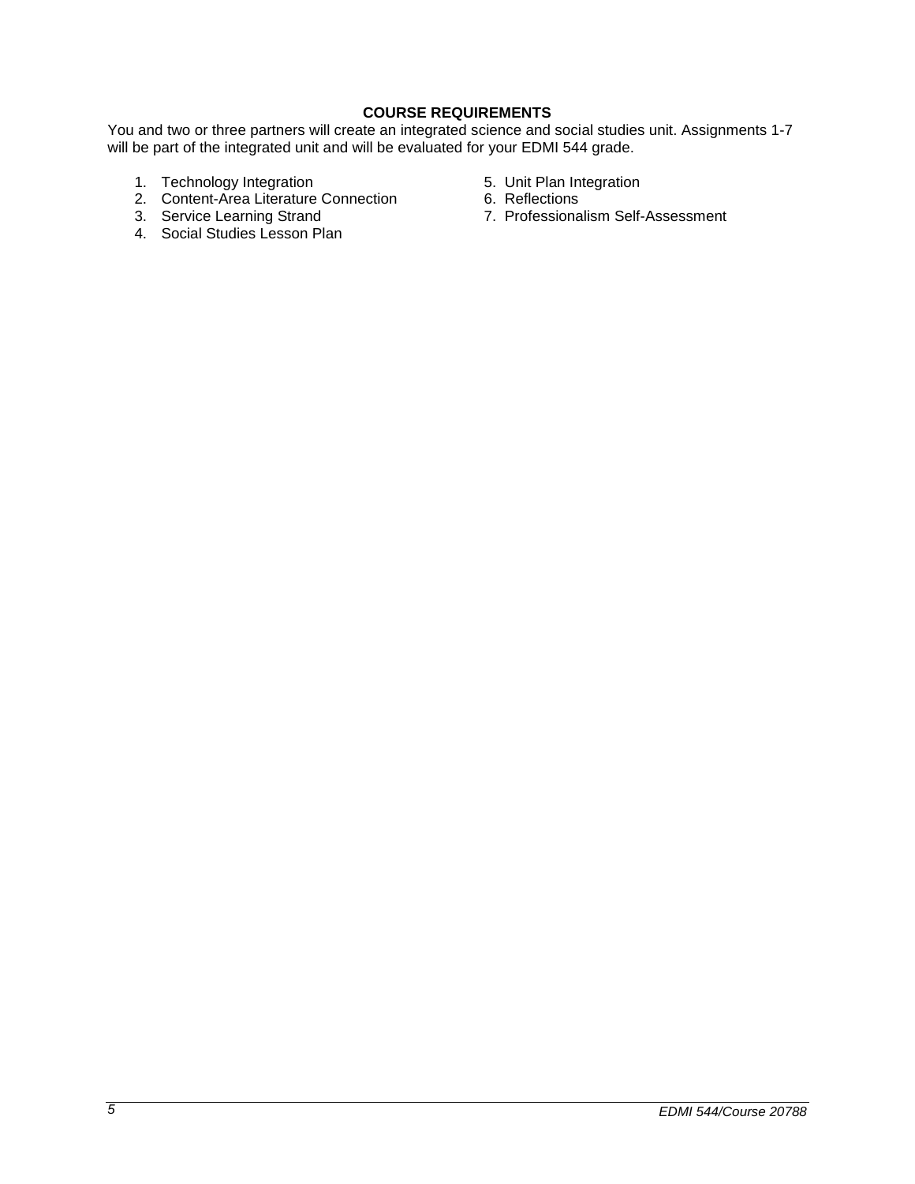## COURSE REQUIREMENTS

You and two or three partners will create an integrated science and social studies unit. Assignments 1-7 will be part of the integrated unit and will be evaluated for your EDMI 544 grade.

1. Technology Integration
2. Content-Area Literature Connection
3. Service Learning Strand
4. Social Studies Lesson Plan
5. Unit Plan Integration
6. Reflections
7. Professionalism Self-Assessment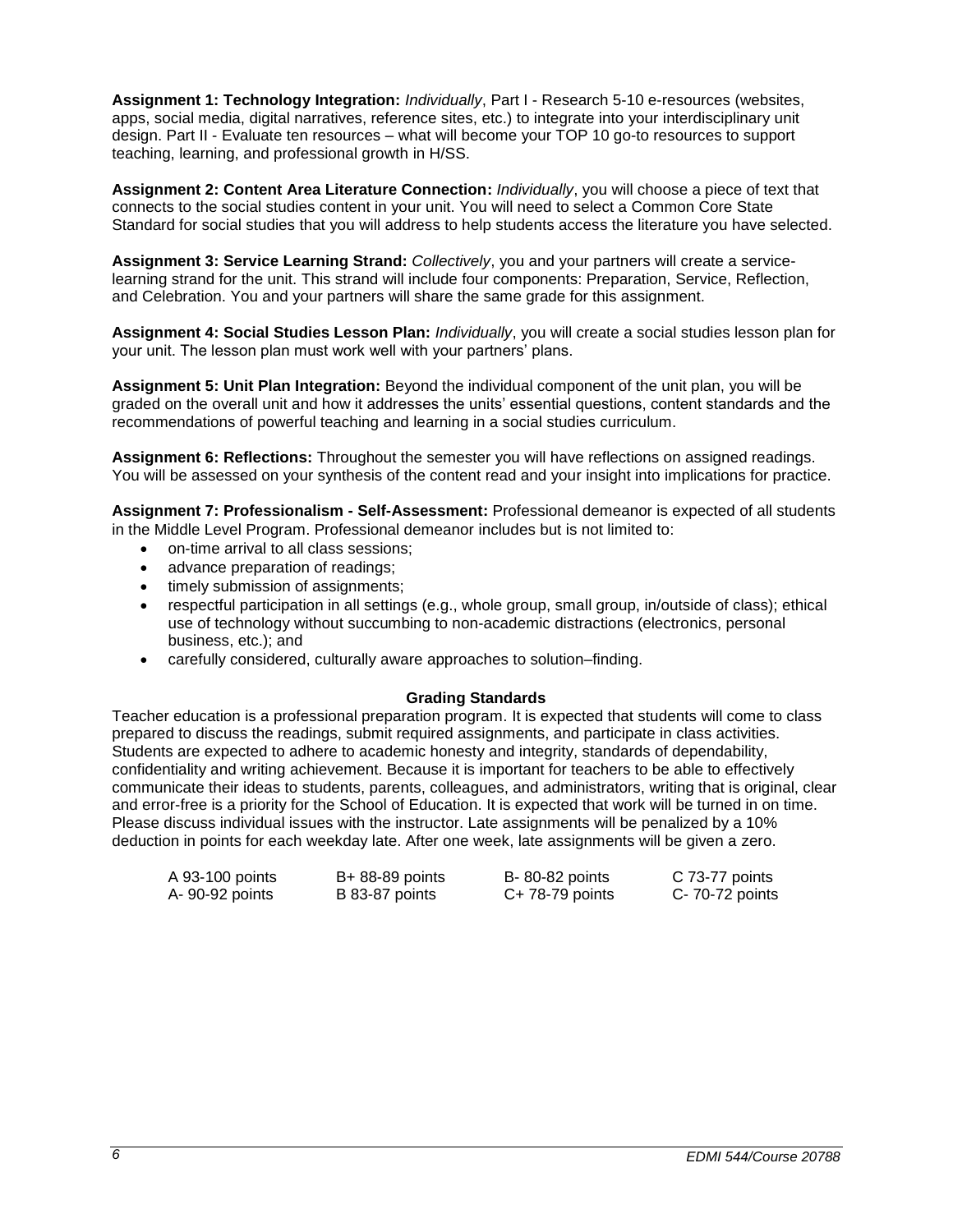**Assignment 1: Technology Integration:** *Individually*, Part I - Research 5-10 e-resources (websites, apps, social media, digital narratives, reference sites, etc.) to integrate into your interdisciplinary unit design. Part II - Evaluate ten resources – what will become your TOP 10 go-to resources to support teaching, learning, and professional growth in H/SS.

**Assignment 2: Content Area Literature Connection:** *Individually*, you will choose a piece of text that connects to the social studies content in your unit. You will need to select a Common Core State Standard for social studies that you will address to help students access the literature you have selected.

**Assignment 3: Service Learning Strand:** *Collectively*, you and your partners will create a service-learning strand for the unit. This strand will include four components: Preparation, Service, Reflection, and Celebration. You and your partners will share the same grade for this assignment.

**Assignment 4: Social Studies Lesson Plan:** *Individually*, you will create a social studies lesson plan for your unit. The lesson plan must work well with your partners' plans.

**Assignment 5: Unit Plan Integration:** Beyond the individual component of the unit plan, you will be graded on the overall unit and how it addresses the units' essential questions, content standards and the recommendations of powerful teaching and learning in a social studies curriculum.

**Assignment 6: Reflections:** Throughout the semester you will have reflections on assigned readings. You will be assessed on your synthesis of the content read and your insight into implications for practice.

**Assignment 7: Professionalism - Self-Assessment:** Professional demeanor is expected of all students in the Middle Level Program. Professional demeanor includes but is not limited to:

- on-time arrival to all class sessions;
- advance preparation of readings;
- timely submission of assignments;
- respectful participation in all settings (e.g., whole group, small group, in/outside of class); ethical use of technology without succumbing to non-academic distractions (electronics, personal business, etc.); and
- carefully considered, culturally aware approaches to solution–finding.

### Grading Standards

Teacher education is a professional preparation program. It is expected that students will come to class prepared to discuss the readings, submit required assignments, and participate in class activities. Students are expected to adhere to academic honesty and integrity, standards of dependability, confidentiality and writing achievement. Because it is important for teachers to be able to effectively communicate their ideas to students, parents, colleagues, and administrators, writing that is original, clear and error-free is a priority for the School of Education. It is expected that work will be turned in on time. Please discuss individual issues with the instructor. Late assignments will be penalized by a 10% deduction in points for each weekday late. After one week, late assignments will be given a zero.

| | | | |
|---|---|---|---|
| A 93-100 points | B+ 88-89 points | B- 80-82 points | C 73-77 points |
| A- 90-92 points | B 83-87 points | C+ 78-79 points | C- 70-72 points |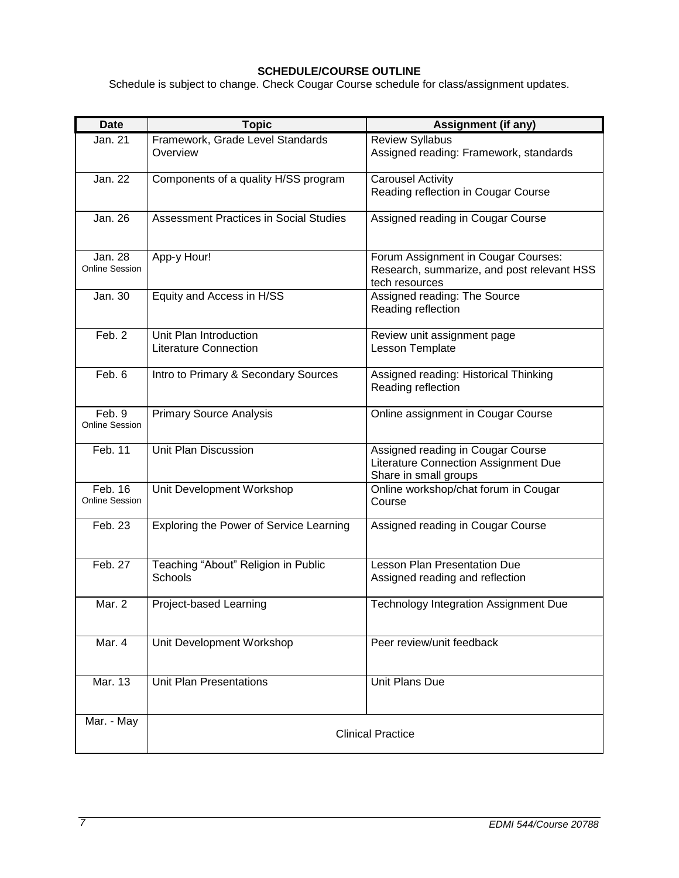**SCHEDULE/COURSE OUTLINE**

Schedule is subject to change. Check Cougar Course schedule for class/assignment updates.

| Date | Topic | Assignment (if any) |
|---|---|---|
| Jan. 21 | Framework, Grade Level Standards Overview | Review Syllabus<br>Assigned reading: Framework, standards |
| Jan. 22 | Components of a quality H/SS program | Carousel Activity<br>Reading reflection in Cougar Course |
| Jan. 26 | Assessment Practices in Social Studies | Assigned reading in Cougar Course |
| Jan. 28<br>Online Session | App-y Hour! | Forum Assignment in Cougar Courses: Research, summarize, and post relevant HSS tech resources |
| Jan. 30 | Equity and Access in H/SS | Assigned reading: The Source<br>Reading reflection |
| Feb. 2 | Unit Plan Introduction<br>Literature Connection | Review unit assignment page<br>Lesson Template |
| Feb. 6 | Intro to Primary & Secondary Sources | Assigned reading: Historical Thinking<br>Reading reflection |
| Feb. 9<br>Online Session | Primary Source Analysis | Online assignment in Cougar Course |
| Feb. 11 | Unit Plan Discussion | Assigned reading in Cougar Course<br>Literature Connection Assignment Due<br>Share in small groups |
| Feb. 16<br>Online Session | Unit Development Workshop | Online workshop/chat forum in Cougar Course |
| Feb. 23 | Exploring the Power of Service Learning | Assigned reading in Cougar Course |
| Feb. 27 | Teaching "About" Religion in Public Schools | Lesson Plan Presentation Due<br>Assigned reading and reflection |
| Mar. 2 | Project-based Learning | Technology Integration Assignment Due |
| Mar. 4 | Unit Development Workshop | Peer review/unit feedback |
| Mar. 13 | Unit Plan Presentations | Unit Plans Due |
| Mar. - May | Clinical Practice | |